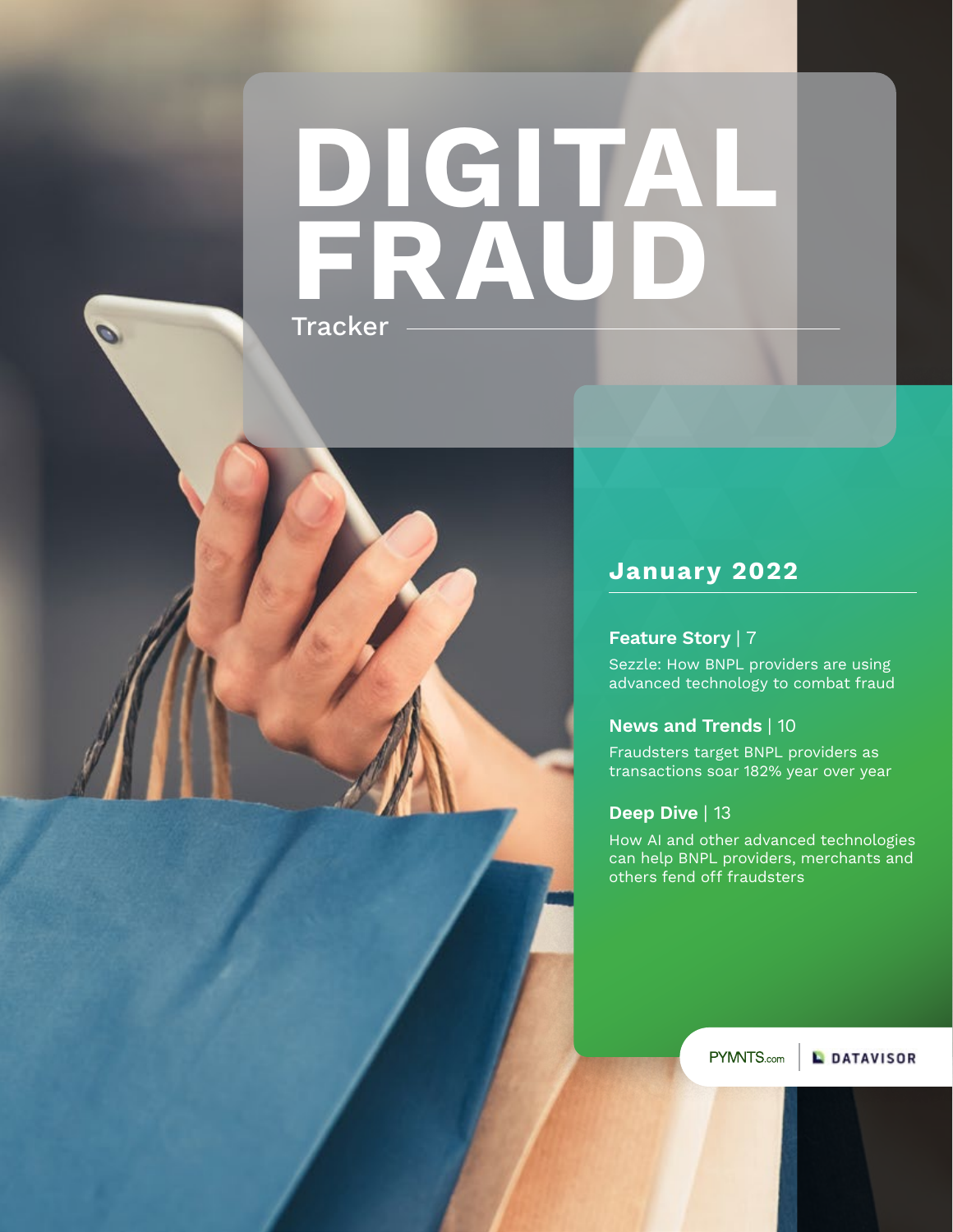# DIGITAL FRAUD

Tracker

## January 2022

**Feature Story** | 7

Sezzle: How BNPL providers are using advanced technology to combat fraud

**News and Trends** | 10

Fraudsters target BNPL providers as transactions soar 182% year over year

**Deep Dive** | 13

How AI and other advanced technologies can help BNPL providers, merchants and others fend off fraudsters

PYMNTS.com | DATAVISOR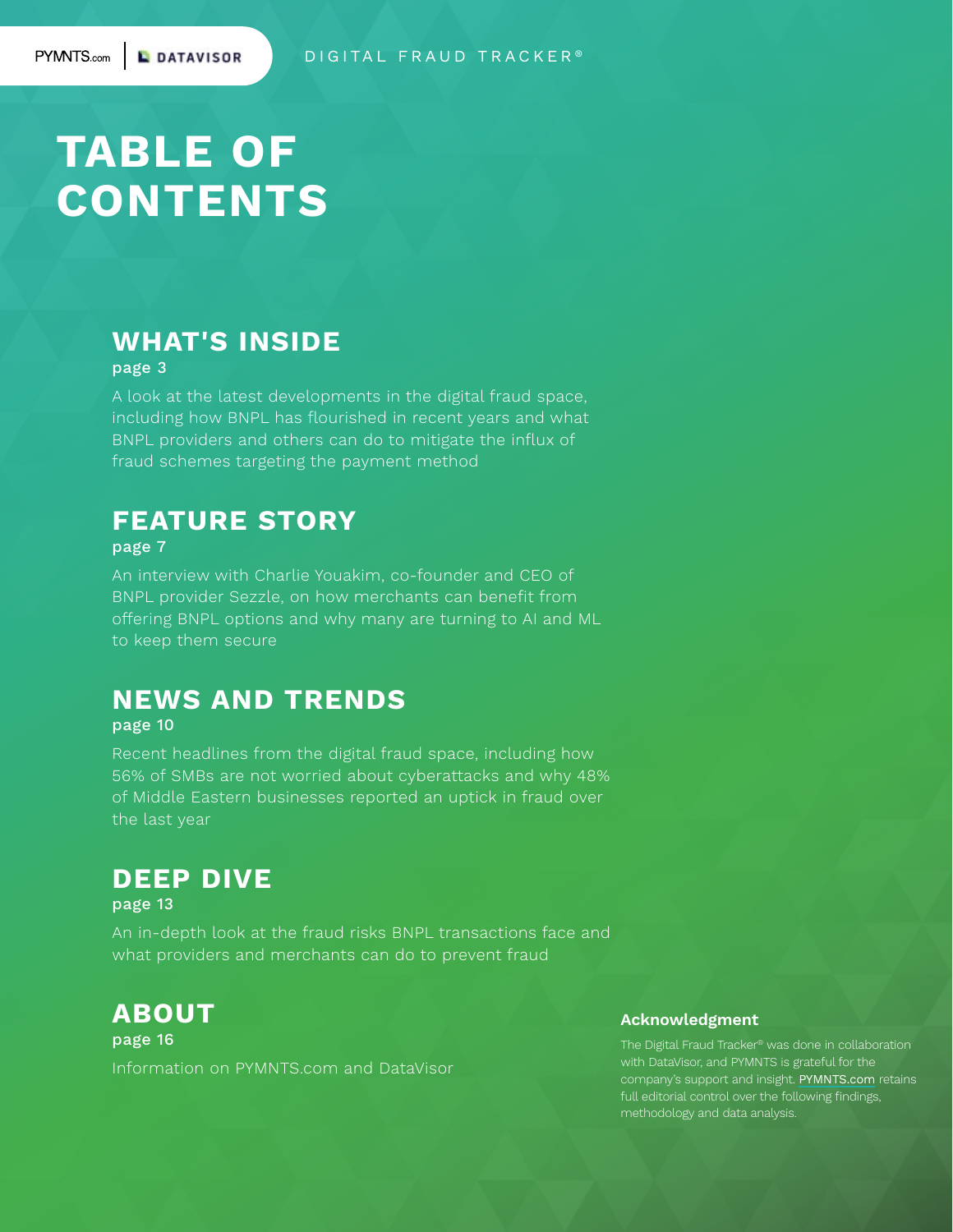# TABLE OF CONTENTS

## WHAT'S INSIDE

page 3

A look at the latest developments in the digital fraud space, including how BNPL has flourished in recent years and what BNPL providers and others can do to mitigate the influx of fraud schemes targeting the payment method

## FEATURE STORY

page 7

An interview with Charlie Youakim, co-founder and CEO of BNPL provider Sezzle, on how merchants can benefit from offering BNPL options and why many are turning to AI and ML to keep them secure

## NEWS AND TRENDS

page 10

Recent headlines from the digital fraud space, including how 56% of SMBs are not worried about cyberattacks and why 48% of Middle Eastern businesses reported an uptick in fraud over the last year

## DEEP DIVE

page 13

An in-depth look at the fraud risks BNPL transactions face and what providers and merchants can do to prevent fraud

## ABOUT

page 16

Information on PYMNTS.com and DataVisor

**Acknowledgment**

The Digital Fraud Tracker® was done in collaboration with DataVisor, and PYMNTS is grateful for the company's support and insight. PYMNTS.com retains full editorial control over the following findings, methodology and data analysis.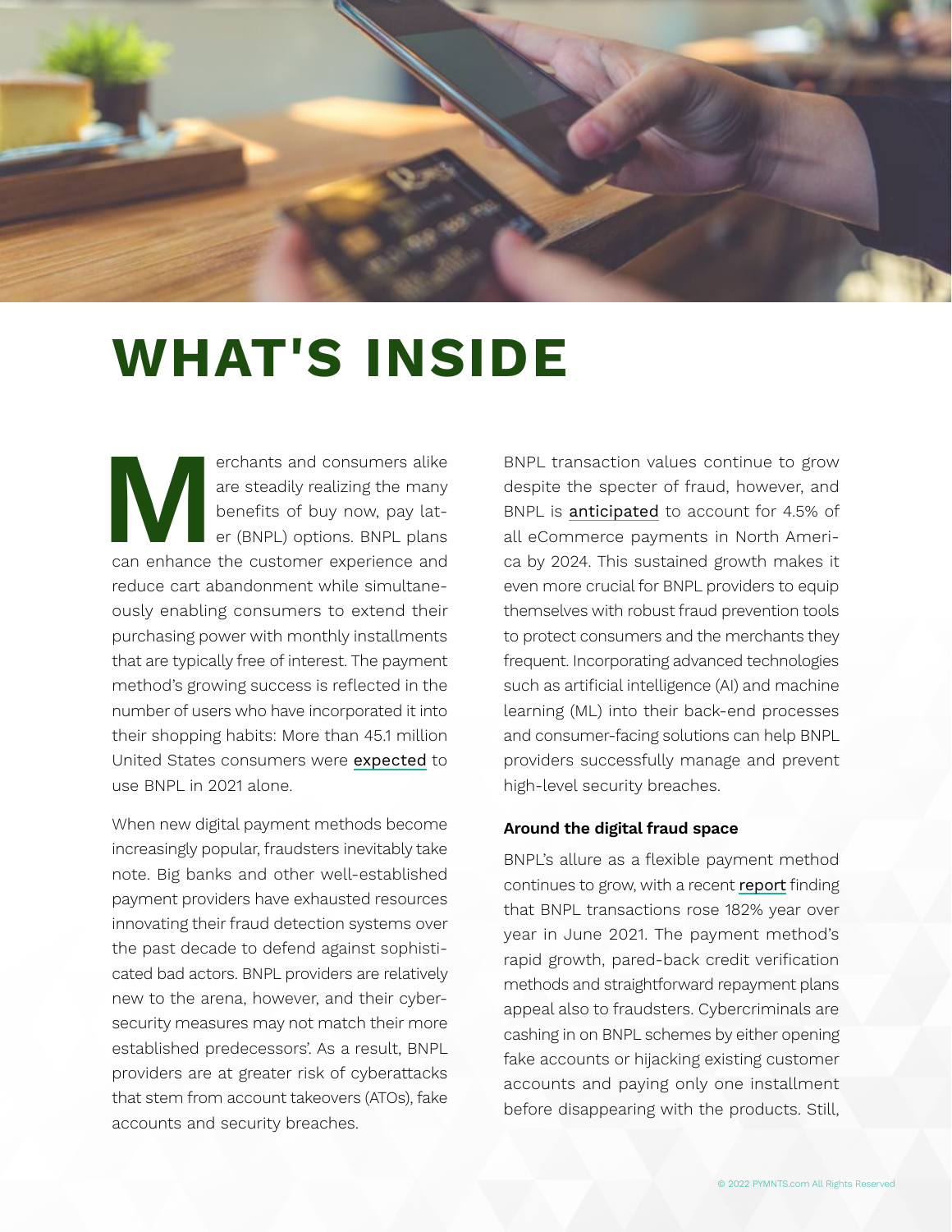# WHAT'S INSIDE

Merchants and consumers alike are steadily realizing the many benefits of buy now, pay later (BNPL) options. BNPL plans can enhance the customer experience and reduce cart abandonment while simultaneously enabling consumers to extend their purchasing power with monthly installments that are typically free of interest. The payment method's growing success is reflected in the number of users who have incorporated it into their shopping habits: More than 45.1 million United States consumers were expected to use BNPL in 2021 alone.

When new digital payment methods become increasingly popular, fraudsters inevitably take note. Big banks and other well-established payment providers have exhausted resources innovating their fraud detection systems over the past decade to defend against sophisticated bad actors. BNPL providers are relatively new to the arena, however, and their cybersecurity measures may not match their more established predecessors'. As a result, BNPL providers are at greater risk of cyberattacks that stem from account takeovers (ATOs), fake accounts and security breaches.

BNPL transaction values continue to grow despite the specter of fraud, however, and BNPL is anticipated to account for 4.5% of all eCommerce payments in North America by 2024. This sustained growth makes it even more crucial for BNPL providers to equip themselves with robust fraud prevention tools to protect consumers and the merchants they frequent. Incorporating advanced technologies such as artificial intelligence (AI) and machine learning (ML) into their back-end processes and consumer-facing solutions can help BNPL providers successfully manage and prevent high-level security breaches.

**Around the digital fraud space**

BNPL's allure as a flexible payment method continues to grow, with a recent report finding that BNPL transactions rose 182% year over year in June 2021. The payment method's rapid growth, pared-back credit verification methods and straightforward repayment plans appeal also to fraudsters. Cybercriminals are cashing in on BNPL schemes by either opening fake accounts or hijacking existing customer accounts and paying only one installment before disappearing with the products. Still,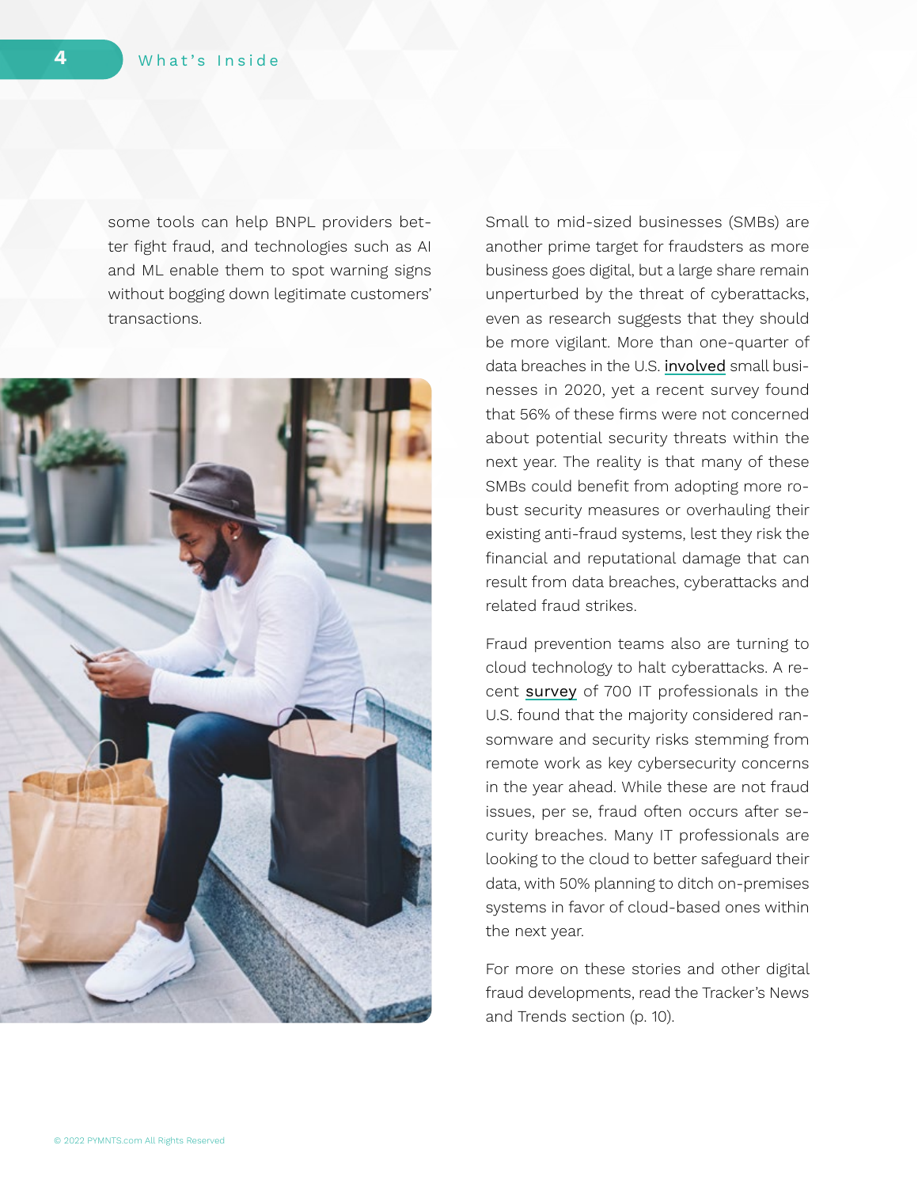some tools can help BNPL providers better fight fraud, and technologies such as AI and ML enable them to spot warning signs without bogging down legitimate customers' transactions.

Small to mid-sized businesses (SMBs) are another prime target for fraudsters as more business goes digital, but a large share remain unperturbed by the threat of cyberattacks, even as research suggests that they should be more vigilant. More than one-quarter of data breaches in the U.S. involved small businesses in 2020, yet a recent survey found that 56% of these firms were not concerned about potential security threats within the next year. The reality is that many of these SMBs could benefit from adopting more robust security measures or overhauling their existing anti-fraud systems, lest they risk the financial and reputational damage that can result from data breaches, cyberattacks and related fraud strikes.

Fraud prevention teams also are turning to cloud technology to halt cyberattacks. A recent survey of 700 IT professionals in the U.S. found that the majority considered ransomware and security risks stemming from remote work as key cybersecurity concerns in the year ahead. While these are not fraud issues, per se, fraud often occurs after security breaches. Many IT professionals are looking to the cloud to better safeguard their data, with 50% planning to ditch on-premises systems in favor of cloud-based ones within the next year.

For more on these stories and other digital fraud developments, read the Tracker's News and Trends section (p. 10).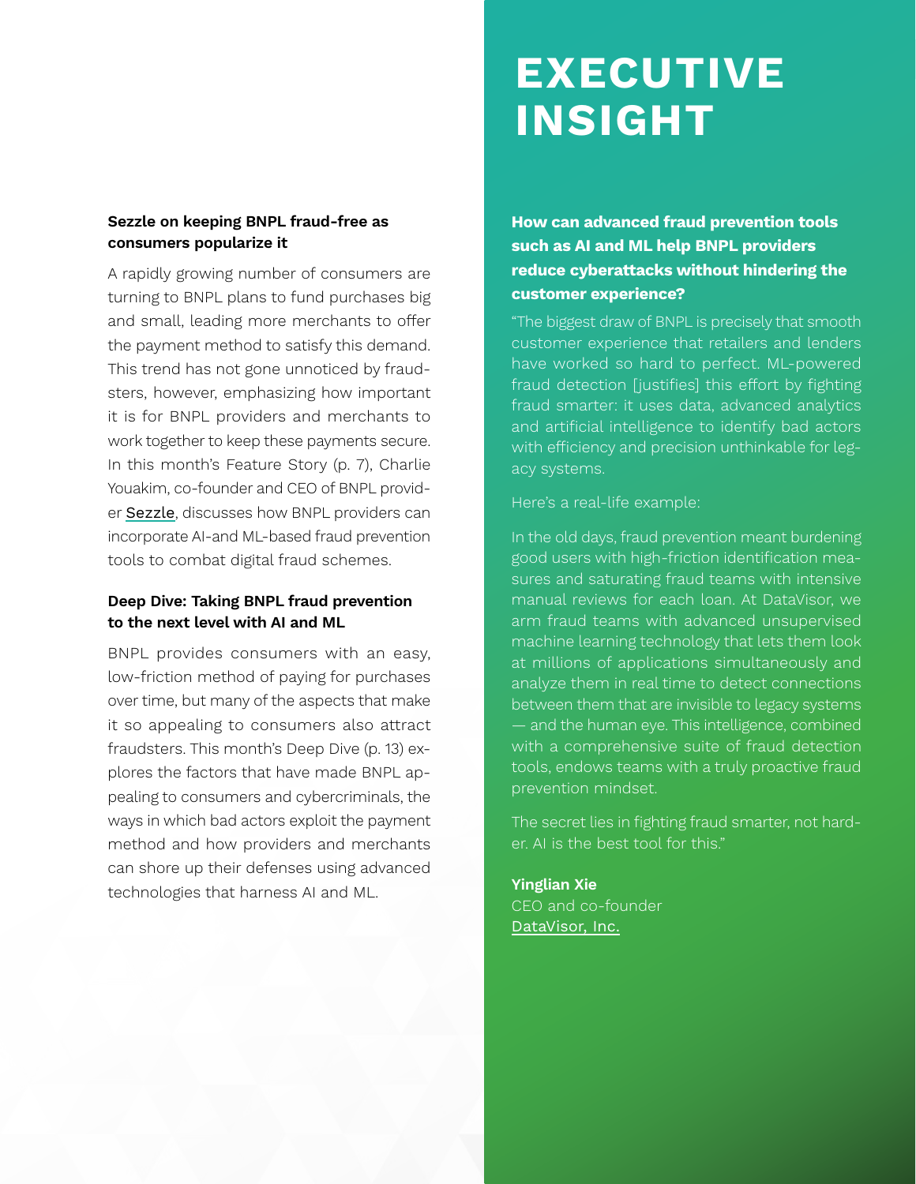### Sezzle on keeping BNPL fraud-free as consumers popularize it

A rapidly growing number of consumers are turning to BNPL plans to fund purchases big and small, leading more merchants to offer the payment method to satisfy this demand. This trend has not gone unnoticed by fraudsters, however, emphasizing how important it is for BNPL providers and merchants to work together to keep these payments secure. In this month's Feature Story (p. 7), Charlie Youakim, co-founder and CEO of BNPL provider Sezzle, discusses how BNPL providers can incorporate AI-and ML-based fraud prevention tools to combat digital fraud schemes.

### Deep Dive: Taking BNPL fraud prevention to the next level with AI and ML

BNPL provides consumers with an easy, low-friction method of paying for purchases over time, but many of the aspects that make it so appealing to consumers also attract fraudsters. This month's Deep Dive (p. 13) explores the factors that have made BNPL appealing to consumers and cybercriminals, the ways in which bad actors exploit the payment method and how providers and merchants can shore up their defenses using advanced technologies that harness AI and ML.

# EXECUTIVE INSIGHT

**How can advanced fraud prevention tools such as AI and ML help BNPL providers reduce cyberattacks without hindering the customer experience?**

"The biggest draw of BNPL is precisely that smooth customer experience that retailers and lenders have worked so hard to perfect. ML-powered fraud detection [justifies] this effort by fighting fraud smarter: it uses data, advanced analytics and artificial intelligence to identify bad actors with efficiency and precision unthinkable for legacy systems.

Here's a real-life example:

In the old days, fraud prevention meant burdening good users with high-friction identification measures and saturating fraud teams with intensive manual reviews for each loan. At DataVisor, we arm fraud teams with advanced unsupervised machine learning technology that lets them look at millions of applications simultaneously and analyze them in real time to detect connections between them that are invisible to legacy systems — and the human eye. This intelligence, combined with a comprehensive suite of fraud detection tools, endows teams with a truly proactive fraud prevention mindset.

The secret lies in fighting fraud smarter, not harder. AI is the best tool for this."

**Yinglian Xie**
CEO and co-founder
DataVisor, Inc.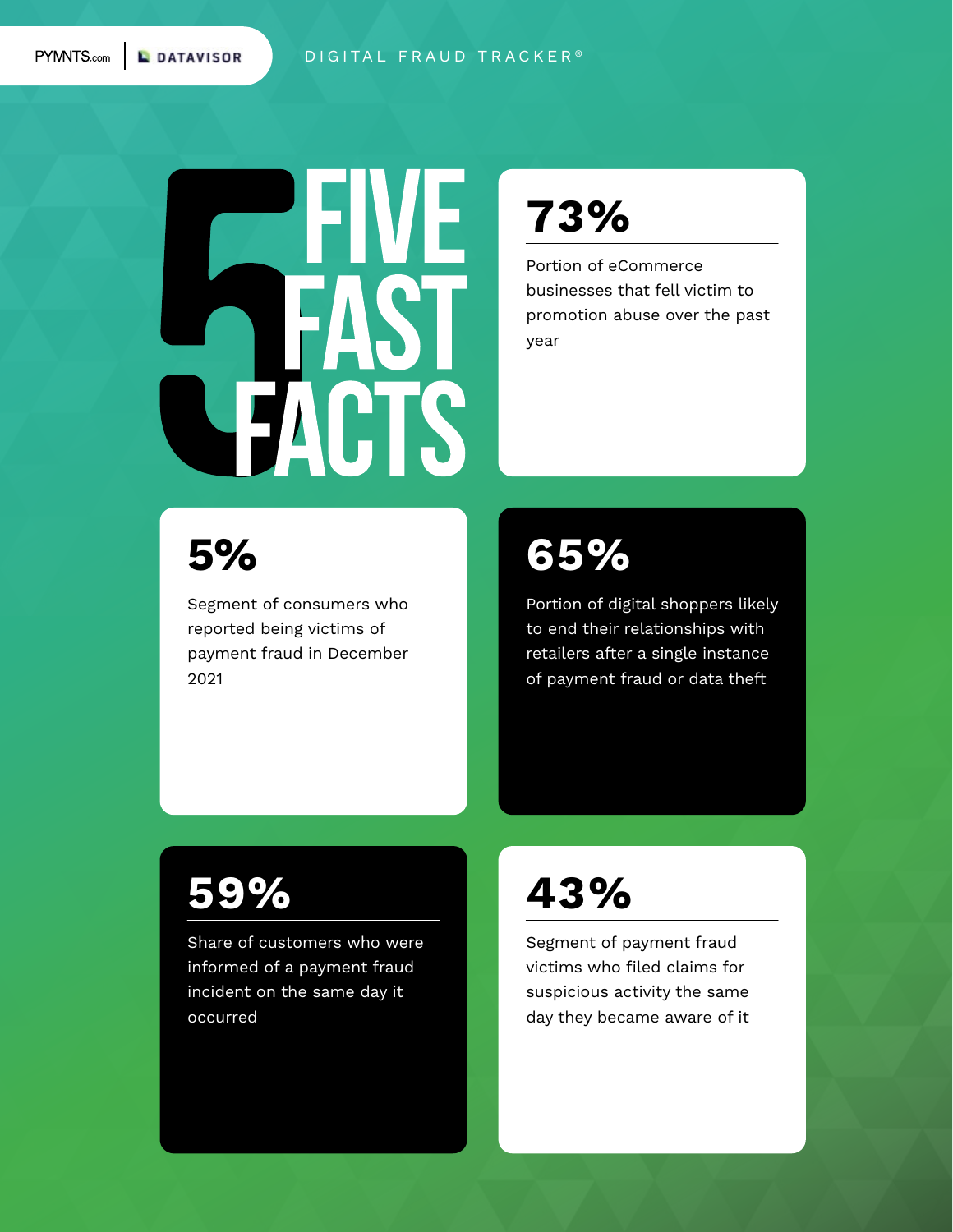# 5 FIVE FAST FACTS

## 73%

Portion of eCommerce businesses that fell victim to promotion abuse over the past year

## 5%

Segment of consumers who reported being victims of payment fraud in December 2021

## 65%

Portion of digital shoppers likely to end their relationships with retailers after a single instance of payment fraud or data theft

## 59%

Share of customers who were informed of a payment fraud incident on the same day it occurred

## 43%

Segment of payment fraud victims who filed claims for suspicious activity the same day they became aware of it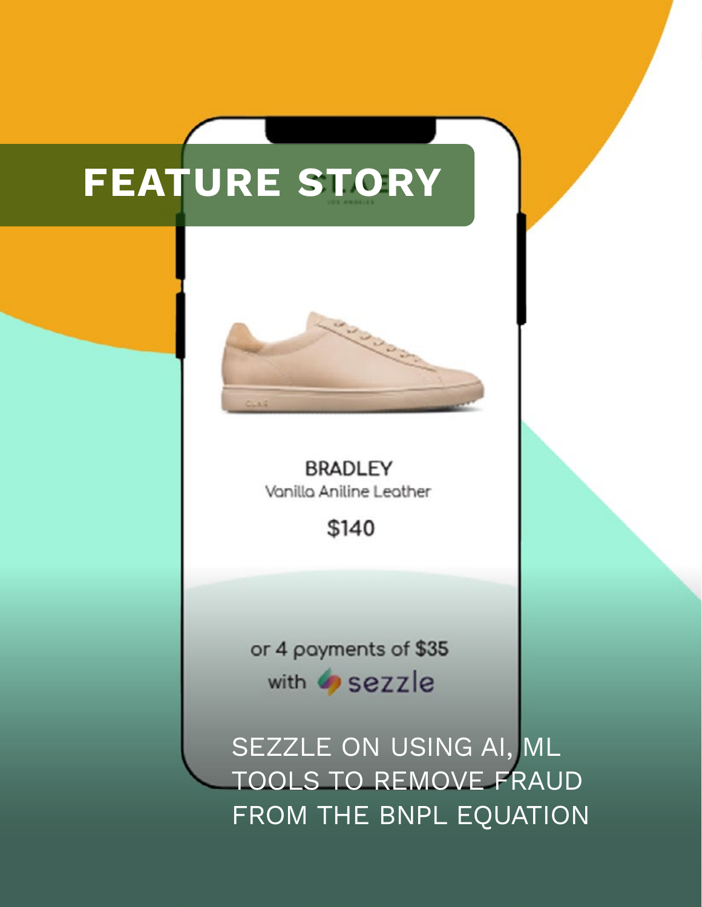# FEATURE STORY

BRADLEY

Vanilla Aniline Leather

$140

or 4 payments of $35 with sezzle

SEZZLE ON USING AI, ML TOOLS TO REMOVE FRAUD FROM THE BNPL EQUATION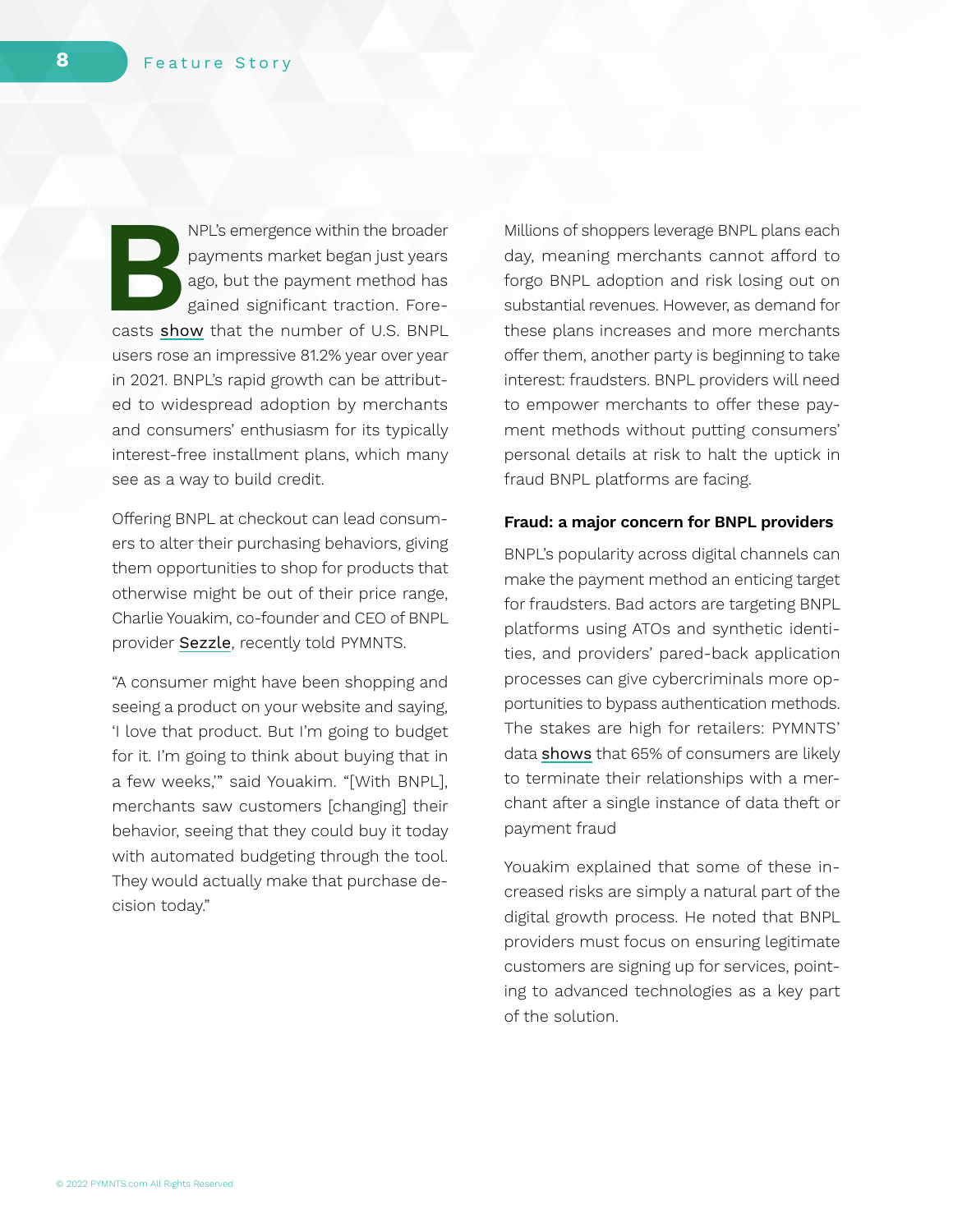BNPL's emergence within the broader payments market began just years ago, but the payment method has gained significant traction. Forecasts show that the number of U.S. BNPL users rose an impressive 81.2% year over year in 2021. BNPL's rapid growth can be attributed to widespread adoption by merchants and consumers' enthusiasm for its typically interest-free installment plans, which many see as a way to build credit.

Offering BNPL at checkout can lead consumers to alter their purchasing behaviors, giving them opportunities to shop for products that otherwise might be out of their price range, Charlie Youakim, co-founder and CEO of BNPL provider Sezzle, recently told PYMNTS.

"A consumer might have been shopping and seeing a product on your website and saying, 'I love that product. But I'm going to budget for it. I'm going to think about buying that in a few weeks,'" said Youakim. "[With BNPL], merchants saw customers [changing] their behavior, seeing that they could buy it today with automated budgeting through the tool. They would actually make that purchase decision today."

Millions of shoppers leverage BNPL plans each day, meaning merchants cannot afford to forgo BNPL adoption and risk losing out on substantial revenues. However, as demand for these plans increases and more merchants offer them, another party is beginning to take interest: fraudsters. BNPL providers will need to empower merchants to offer these payment methods without putting consumers' personal details at risk to halt the uptick in fraud BNPL platforms are facing.

### Fraud: a major concern for BNPL providers

BNPL's popularity across digital channels can make the payment method an enticing target for fraudsters. Bad actors are targeting BNPL platforms using ATOs and synthetic identities, and providers' pared-back application processes can give cybercriminals more opportunities to bypass authentication methods. The stakes are high for retailers: PYMNTS' data shows that 65% of consumers are likely to terminate their relationships with a merchant after a single instance of data theft or payment fraud

Youakim explained that some of these increased risks are simply a natural part of the digital growth process. He noted that BNPL providers must focus on ensuring legitimate customers are signing up for services, pointing to advanced technologies as a key part of the solution.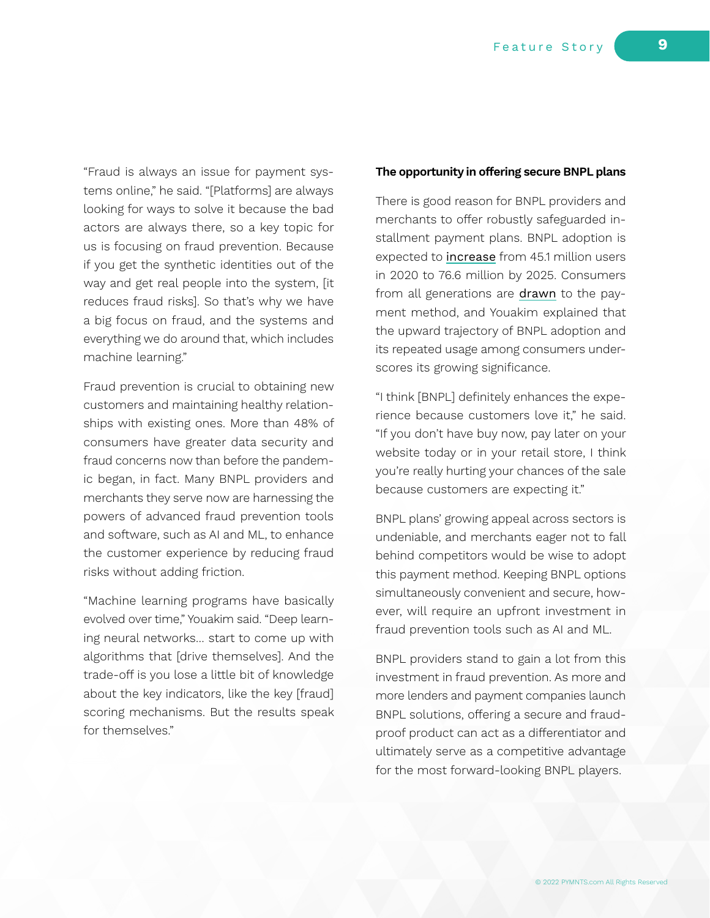"Fraud is always an issue for payment systems online," he said. "[Platforms] are always looking for ways to solve it because the bad actors are always there, so a key topic for us is focusing on fraud prevention. Because if you get the synthetic identities out of the way and get real people into the system, [it reduces fraud risks]. So that's why we have a big focus on fraud, and the systems and everything we do around that, which includes machine learning."

Fraud prevention is crucial to obtaining new customers and maintaining healthy relationships with existing ones. More than 48% of consumers have greater data security and fraud concerns now than before the pandemic began, in fact. Many BNPL providers and merchants they serve now are harnessing the powers of advanced fraud prevention tools and software, such as AI and ML, to enhance the customer experience by reducing fraud risks without adding friction.

"Machine learning programs have basically evolved over time," Youakim said. "Deep learning neural networks… start to come up with algorithms that [drive themselves]. And the trade-off is you lose a little bit of knowledge about the key indicators, like the key [fraud] scoring mechanisms. But the results speak for themselves."

**The opportunity in offering secure BNPL plans**

There is good reason for BNPL providers and merchants to offer robustly safeguarded installment payment plans. BNPL adoption is expected to increase from 45.1 million users in 2020 to 76.6 million by 2025. Consumers from all generations are drawn to the payment method, and Youakim explained that the upward trajectory of BNPL adoption and its repeated usage among consumers underscores its growing significance.

"I think [BNPL] definitely enhances the experience because customers love it," he said. "If you don't have buy now, pay later on your website today or in your retail store, I think you're really hurting your chances of the sale because customers are expecting it."

BNPL plans' growing appeal across sectors is undeniable, and merchants eager not to fall behind competitors would be wise to adopt this payment method. Keeping BNPL options simultaneously convenient and secure, however, will require an upfront investment in fraud prevention tools such as AI and ML.

BNPL providers stand to gain a lot from this investment in fraud prevention. As more and more lenders and payment companies launch BNPL solutions, offering a secure and fraud-proof product can act as a differentiator and ultimately serve as a competitive advantage for the most forward-looking BNPL players.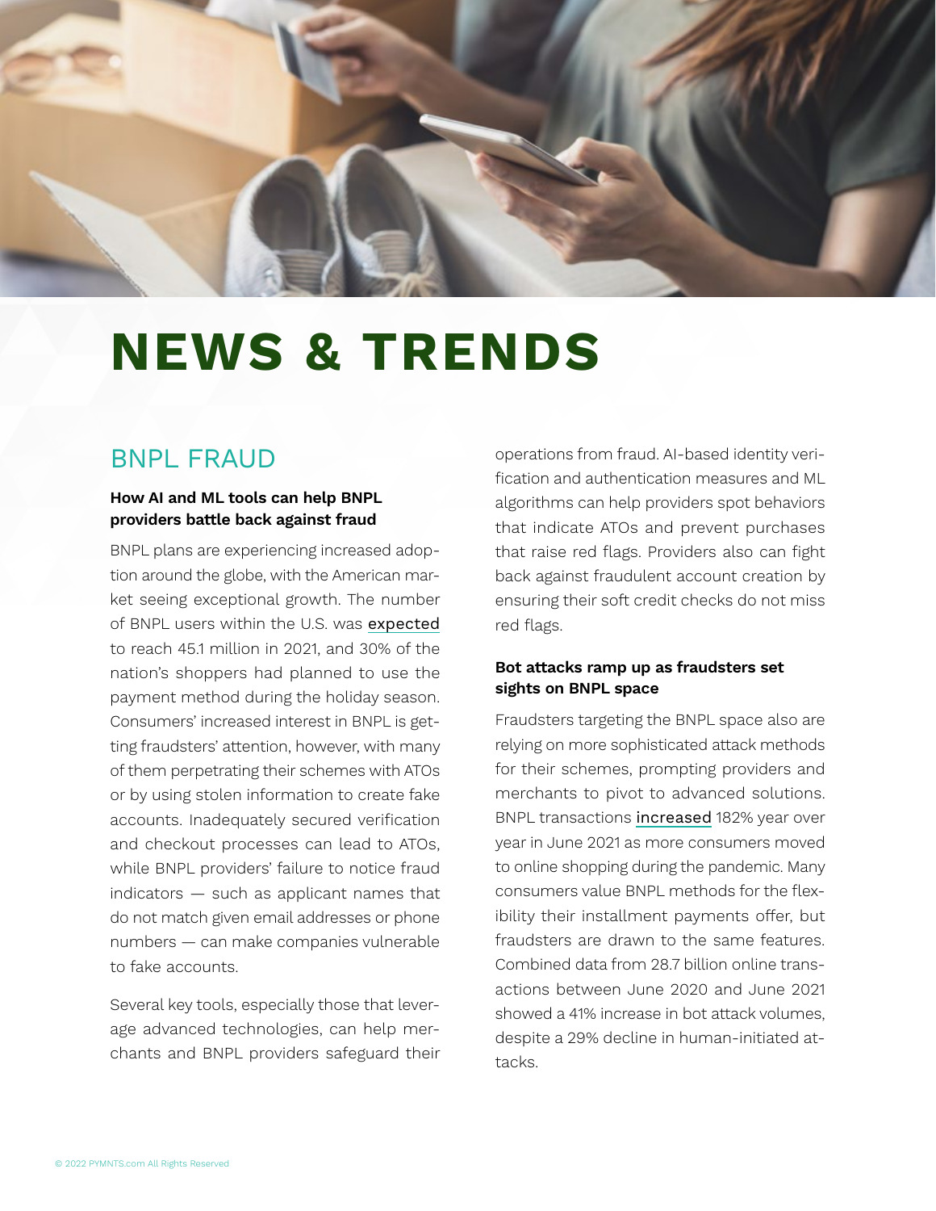# NEWS & TRENDS

## BNPL FRAUD

### How AI and ML tools can help BNPL providers battle back against fraud

BNPL plans are experiencing increased adoption around the globe, with the American market seeing exceptional growth. The number of BNPL users within the U.S. was expected to reach 45.1 million in 2021, and 30% of the nation's shoppers had planned to use the payment method during the holiday season. Consumers' increased interest in BNPL is getting fraudsters' attention, however, with many of them perpetrating their schemes with ATOs or by using stolen information to create fake accounts. Inadequately secured verification and checkout processes can lead to ATOs, while BNPL providers' failure to notice fraud indicators — such as applicant names that do not match given email addresses or phone numbers — can make companies vulnerable to fake accounts.

Several key tools, especially those that leverage advanced technologies, can help merchants and BNPL providers safeguard their operations from fraud. AI-based identity verification and authentication measures and ML algorithms can help providers spot behaviors that indicate ATOs and prevent purchases that raise red flags. Providers also can fight back against fraudulent account creation by ensuring their soft credit checks do not miss red flags.

### Bot attacks ramp up as fraudsters set sights on BNPL space

Fraudsters targeting the BNPL space also are relying on more sophisticated attack methods for their schemes, prompting providers and merchants to pivot to advanced solutions. BNPL transactions increased 182% year over year in June 2021 as more consumers moved to online shopping during the pandemic. Many consumers value BNPL methods for the flexibility their installment payments offer, but fraudsters are drawn to the same features. Combined data from 28.7 billion online transactions between June 2020 and June 2021 showed a 41% increase in bot attack volumes, despite a 29% decline in human-initiated attacks.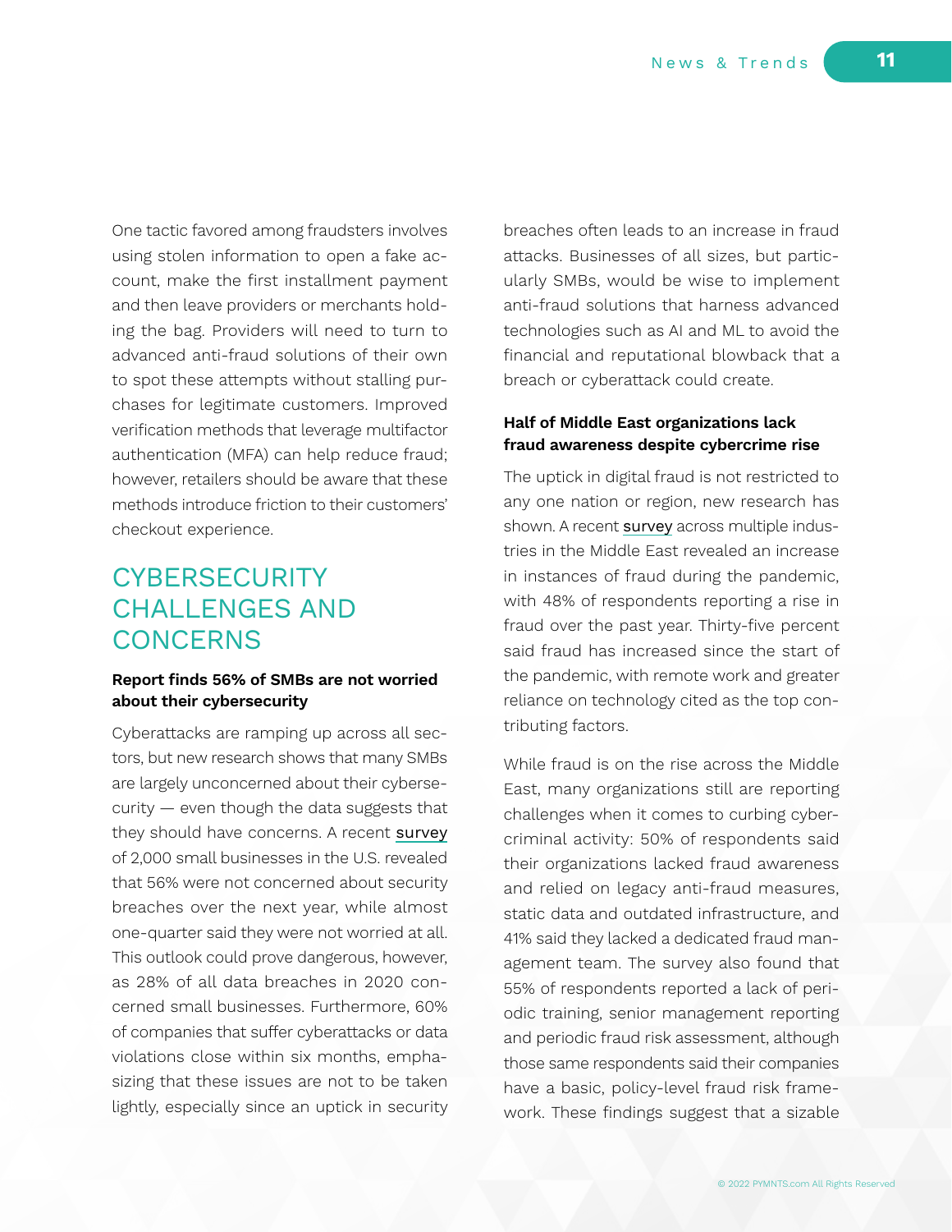One tactic favored among fraudsters involves using stolen information to open a fake account, make the first installment payment and then leave providers or merchants holding the bag. Providers will need to turn to advanced anti-fraud solutions of their own to spot these attempts without stalling purchases for legitimate customers. Improved verification methods that leverage multifactor authentication (MFA) can help reduce fraud; however, retailers should be aware that these methods introduce friction to their customers' checkout experience.

## CYBERSECURITY CHALLENGES AND CONCERNS

### Report finds 56% of SMBs are not worried about their cybersecurity

Cyberattacks are ramping up across all sectors, but new research shows that many SMBs are largely unconcerned about their cybersecurity — even though the data suggests that they should have concerns. A recent survey of 2,000 small businesses in the U.S. revealed that 56% were not concerned about security breaches over the next year, while almost one-quarter said they were not worried at all. This outlook could prove dangerous, however, as 28% of all data breaches in 2020 concerned small businesses. Furthermore, 60% of companies that suffer cyberattacks or data violations close within six months, emphasizing that these issues are not to be taken lightly, especially since an uptick in security breaches often leads to an increase in fraud attacks. Businesses of all sizes, but particularly SMBs, would be wise to implement anti-fraud solutions that harness advanced technologies such as AI and ML to avoid the financial and reputational blowback that a breach or cyberattack could create.

### Half of Middle East organizations lack fraud awareness despite cybercrime rise

The uptick in digital fraud is not restricted to any one nation or region, new research has shown. A recent survey across multiple industries in the Middle East revealed an increase in instances of fraud during the pandemic, with 48% of respondents reporting a rise in fraud over the past year. Thirty-five percent said fraud has increased since the start of the pandemic, with remote work and greater reliance on technology cited as the top contributing factors.

While fraud is on the rise across the Middle East, many organizations still are reporting challenges when it comes to curbing cybercriminal activity: 50% of respondents said their organizations lacked fraud awareness and relied on legacy anti-fraud measures, static data and outdated infrastructure, and 41% said they lacked a dedicated fraud management team. The survey also found that 55% of respondents reported a lack of periodic training, senior management reporting and periodic fraud risk assessment, although those same respondents said their companies have a basic, policy-level fraud risk framework. These findings suggest that a sizable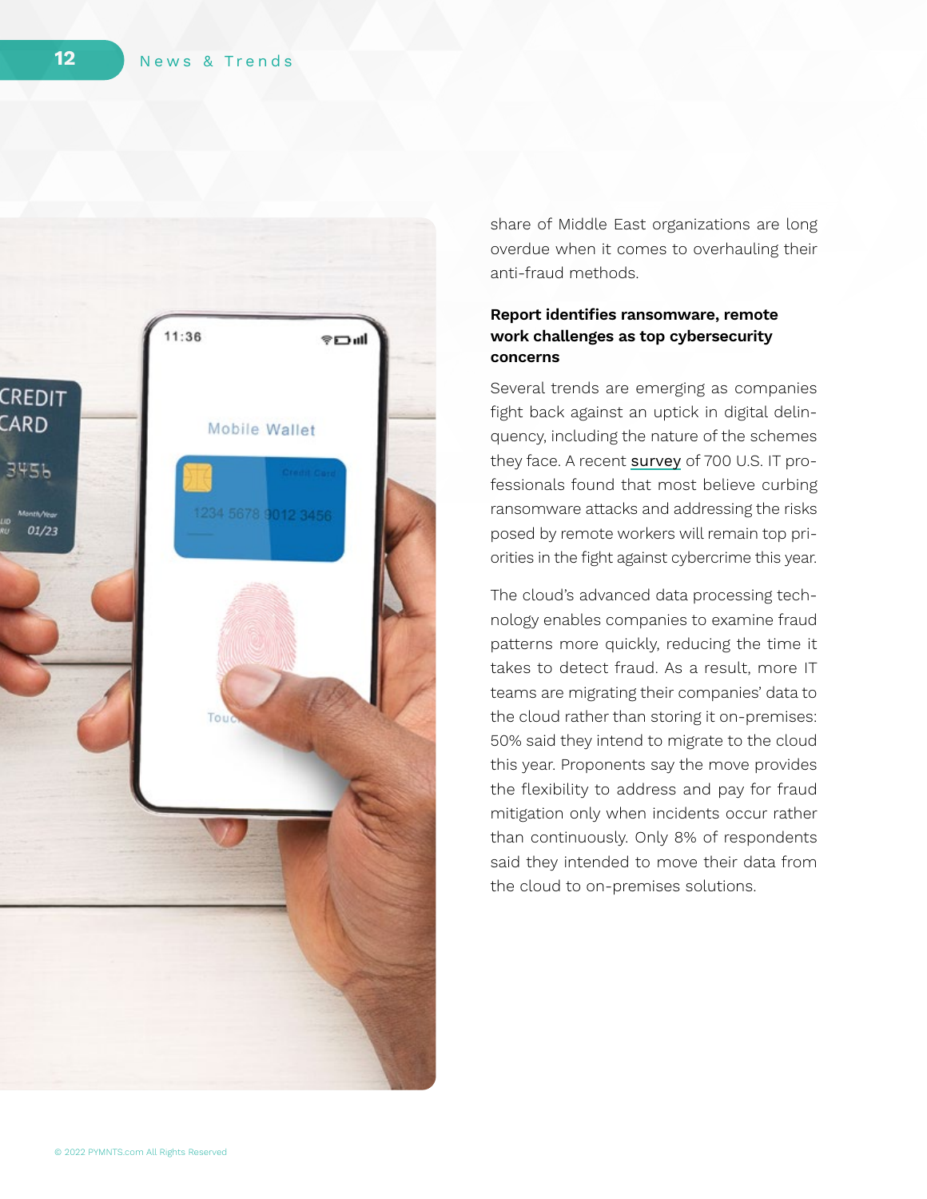share of Middle East organizations are long overdue when it comes to overhauling their anti-fraud methods.

### Report identifies ransomware, remote work challenges as top cybersecurity concerns

Several trends are emerging as companies fight back against an uptick in digital delinquency, including the nature of the schemes they face. A recent survey of 700 U.S. IT professionals found that most believe curbing ransomware attacks and addressing the risks posed by remote workers will remain top priorities in the fight against cybercrime this year.

The cloud's advanced data processing technology enables companies to examine fraud patterns more quickly, reducing the time it takes to detect fraud. As a result, more IT teams are migrating their companies' data to the cloud rather than storing it on-premises: 50% said they intend to migrate to the cloud this year. Proponents say the move provides the flexibility to address and pay for fraud mitigation only when incidents occur rather than continuously. Only 8% of respondents said they intended to move their data from the cloud to on-premises solutions.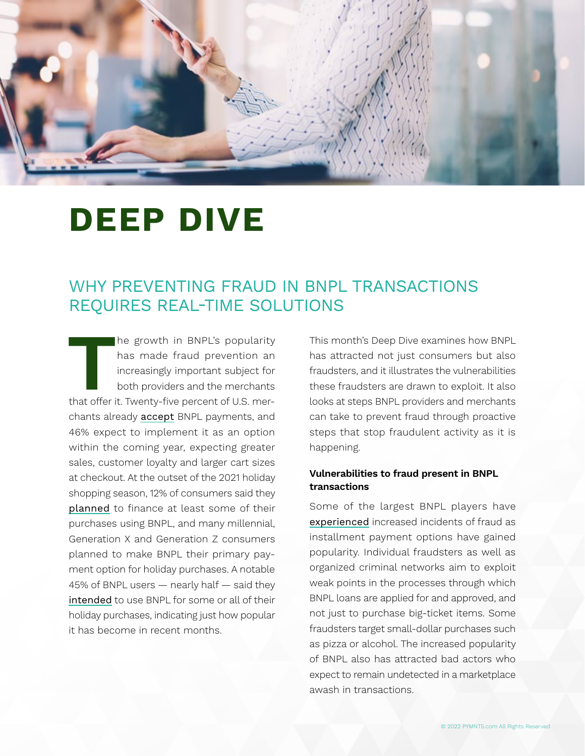# DEEP DIVE

## WHY PREVENTING FRAUD IN BNPL TRANSACTIONS REQUIRES REAL-TIME SOLUTIONS

The growth in BNPL's popularity has made fraud prevention an increasingly important subject for both providers and the merchants that offer it. Twenty-five percent of U.S. merchants already accept BNPL payments, and 46% expect to implement it as an option within the coming year, expecting greater sales, customer loyalty and larger cart sizes at checkout. At the outset of the 2021 holiday shopping season, 12% of consumers said they planned to finance at least some of their purchases using BNPL, and many millennial, Generation X and Generation Z consumers planned to make BNPL their primary payment option for holiday purchases. A notable 45% of BNPL users — nearly half — said they intended to use BNPL for some or all of their holiday purchases, indicating just how popular it has become in recent months.

This month's Deep Dive examines how BNPL has attracted not just consumers but also fraudsters, and it illustrates the vulnerabilities these fraudsters are drawn to exploit. It also looks at steps BNPL providers and merchants can take to prevent fraud through proactive steps that stop fraudulent activity as it is happening.

### Vulnerabilities to fraud present in BNPL transactions

Some of the largest BNPL players have experienced increased incidents of fraud as installment payment options have gained popularity. Individual fraudsters as well as organized criminal networks aim to exploit weak points in the processes through which BNPL loans are applied for and approved, and not just to purchase big-ticket items. Some fraudsters target small-dollar purchases such as pizza or alcohol. The increased popularity of BNPL also has attracted bad actors who expect to remain undetected in a marketplace awash in transactions.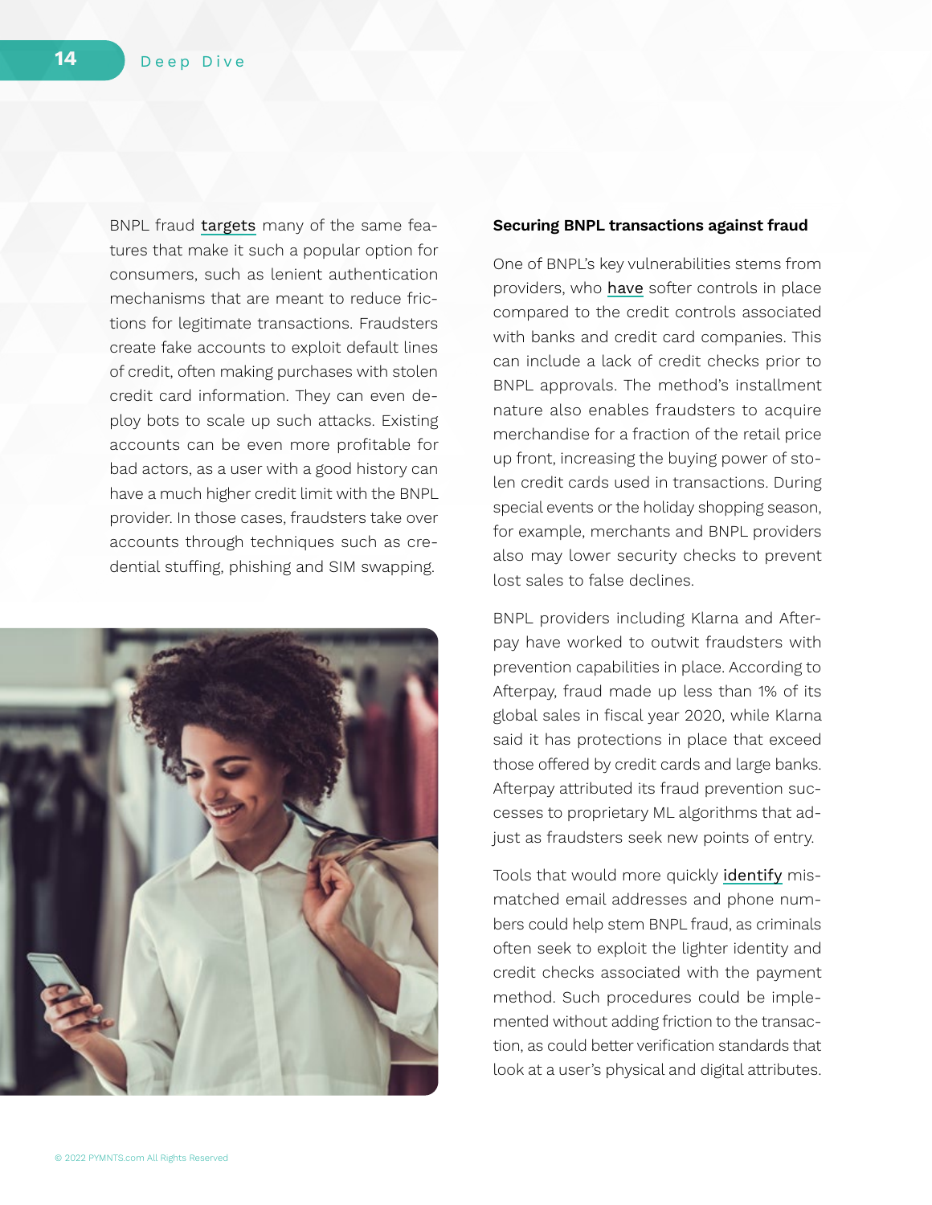BNPL fraud targets many of the same features that make it such a popular option for consumers, such as lenient authentication mechanisms that are meant to reduce frictions for legitimate transactions. Fraudsters create fake accounts to exploit default lines of credit, often making purchases with stolen credit card information. They can even deploy bots to scale up such attacks. Existing accounts can be even more profitable for bad actors, as a user with a good history can have a much higher credit limit with the BNPL provider. In those cases, fraudsters take over accounts through techniques such as credential stuffing, phishing and SIM swapping.

**Securing BNPL transactions against fraud**

One of BNPL's key vulnerabilities stems from providers, who have softer controls in place compared to the credit controls associated with banks and credit card companies. This can include a lack of credit checks prior to BNPL approvals. The method's installment nature also enables fraudsters to acquire merchandise for a fraction of the retail price up front, increasing the buying power of stolen credit cards used in transactions. During special events or the holiday shopping season, for example, merchants and BNPL providers also may lower security checks to prevent lost sales to false declines.

BNPL providers including Klarna and Afterpay have worked to outwit fraudsters with prevention capabilities in place. According to Afterpay, fraud made up less than 1% of its global sales in fiscal year 2020, while Klarna said it has protections in place that exceed those offered by credit cards and large banks. Afterpay attributed its fraud prevention successes to proprietary ML algorithms that adjust as fraudsters seek new points of entry.

Tools that would more quickly identify mismatched email addresses and phone numbers could help stem BNPL fraud, as criminals often seek to exploit the lighter identity and credit checks associated with the payment method. Such procedures could be implemented without adding friction to the transaction, as could better verification standards that look at a user's physical and digital attributes.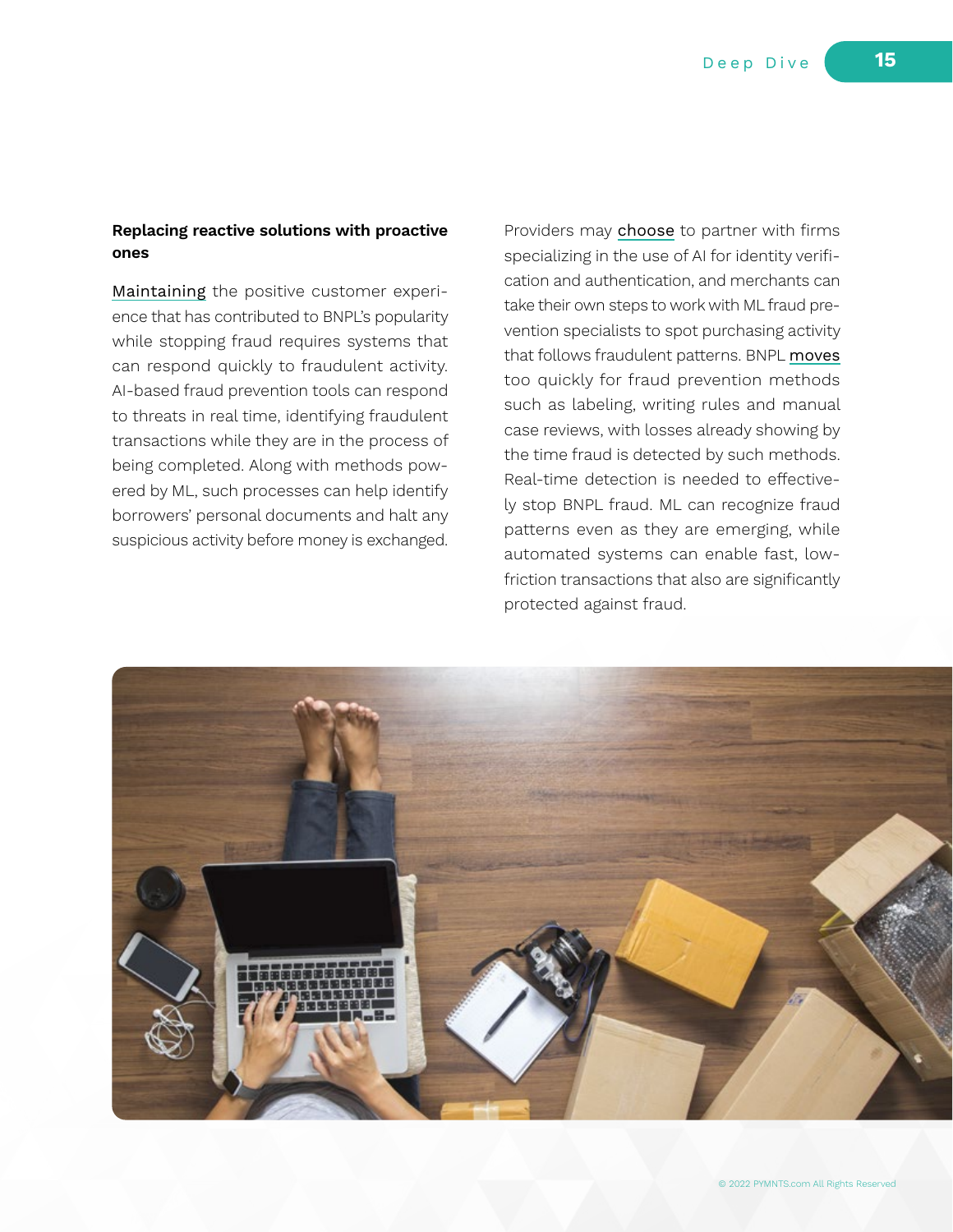**Replacing reactive solutions with proactive ones**

Maintaining the positive customer experience that has contributed to BNPL's popularity while stopping fraud requires systems that can respond quickly to fraudulent activity. AI-based fraud prevention tools can respond to threats in real time, identifying fraudulent transactions while they are in the process of being completed. Along with methods powered by ML, such processes can help identify borrowers' personal documents and halt any suspicious activity before money is exchanged.

Providers may choose to partner with firms specializing in the use of AI for identity verification and authentication, and merchants can take their own steps to work with ML fraud prevention specialists to spot purchasing activity that follows fraudulent patterns. BNPL moves too quickly for fraud prevention methods such as labeling, writing rules and manual case reviews, with losses already showing by the time fraud is detected by such methods. Real-time detection is needed to effectively stop BNPL fraud. ML can recognize fraud patterns even as they are emerging, while automated systems can enable fast, low-friction transactions that also are significantly protected against fraud.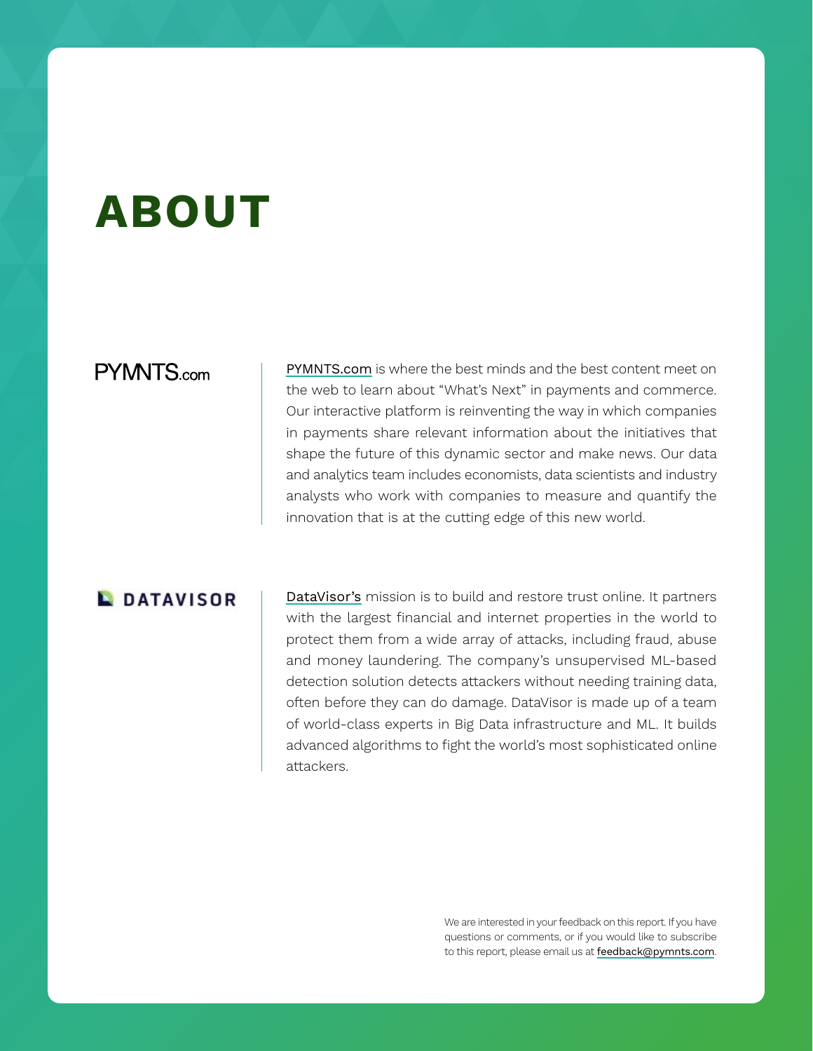# ABOUT

**PYMNTS.com**

PYMNTS.com is where the best minds and the best content meet on the web to learn about "What's Next" in payments and commerce. Our interactive platform is reinventing the way in which companies in payments share relevant information about the initiatives that shape the future of this dynamic sector and make news. Our data and analytics team includes economists, data scientists and industry analysts who work with companies to measure and quantify the innovation that is at the cutting edge of this new world.

**DATAVISOR**

DataVisor's mission is to build and restore trust online. It partners with the largest financial and internet properties in the world to protect them from a wide array of attacks, including fraud, abuse and money laundering. The company's unsupervised ML-based detection solution detects attackers without needing training data, often before they can do damage. DataVisor is made up of a team of world-class experts in Big Data infrastructure and ML. It builds advanced algorithms to fight the world's most sophisticated online attackers.

We are interested in your feedback on this report. If you have questions or comments, or if you would like to subscribe to this report, please email us at feedback@pymnts.com.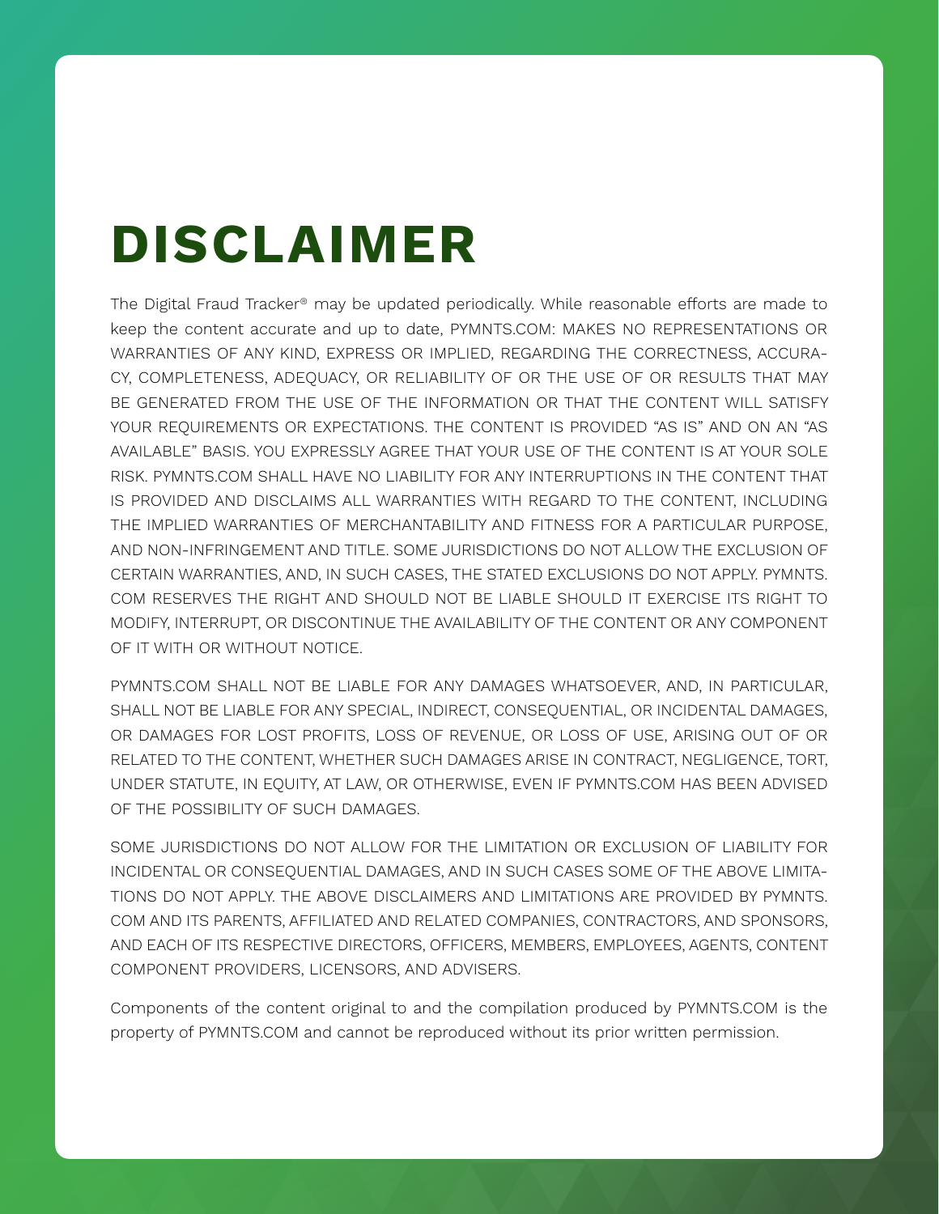# DISCLAIMER

The Digital Fraud Tracker® may be updated periodically. While reasonable efforts are made to keep the content accurate and up to date, PYMNTS.COM: MAKES NO REPRESENTATIONS OR WARRANTIES OF ANY KIND, EXPRESS OR IMPLIED, REGARDING THE CORRECTNESS, ACCURACY, COMPLETENESS, ADEQUACY, OR RELIABILITY OF OR THE USE OF OR RESULTS THAT MAY BE GENERATED FROM THE USE OF THE INFORMATION OR THAT THE CONTENT WILL SATISFY YOUR REQUIREMENTS OR EXPECTATIONS. THE CONTENT IS PROVIDED "AS IS" AND ON AN "AS AVAILABLE" BASIS. YOU EXPRESSLY AGREE THAT YOUR USE OF THE CONTENT IS AT YOUR SOLE RISK. PYMNTS.COM SHALL HAVE NO LIABILITY FOR ANY INTERRUPTIONS IN THE CONTENT THAT IS PROVIDED AND DISCLAIMS ALL WARRANTIES WITH REGARD TO THE CONTENT, INCLUDING THE IMPLIED WARRANTIES OF MERCHANTABILITY AND FITNESS FOR A PARTICULAR PURPOSE, AND NON-INFRINGEMENT AND TITLE. SOME JURISDICTIONS DO NOT ALLOW THE EXCLUSION OF CERTAIN WARRANTIES, AND, IN SUCH CASES, THE STATED EXCLUSIONS DO NOT APPLY. PYMNTS.COM RESERVES THE RIGHT AND SHOULD NOT BE LIABLE SHOULD IT EXERCISE ITS RIGHT TO MODIFY, INTERRUPT, OR DISCONTINUE THE AVAILABILITY OF THE CONTENT OR ANY COMPONENT OF IT WITH OR WITHOUT NOTICE.

PYMNTS.COM SHALL NOT BE LIABLE FOR ANY DAMAGES WHATSOEVER, AND, IN PARTICULAR, SHALL NOT BE LIABLE FOR ANY SPECIAL, INDIRECT, CONSEQUENTIAL, OR INCIDENTAL DAMAGES, OR DAMAGES FOR LOST PROFITS, LOSS OF REVENUE, OR LOSS OF USE, ARISING OUT OF OR RELATED TO THE CONTENT, WHETHER SUCH DAMAGES ARISE IN CONTRACT, NEGLIGENCE, TORT, UNDER STATUTE, IN EQUITY, AT LAW, OR OTHERWISE, EVEN IF PYMNTS.COM HAS BEEN ADVISED OF THE POSSIBILITY OF SUCH DAMAGES.

SOME JURISDICTIONS DO NOT ALLOW FOR THE LIMITATION OR EXCLUSION OF LIABILITY FOR INCIDENTAL OR CONSEQUENTIAL DAMAGES, AND IN SUCH CASES SOME OF THE ABOVE LIMITATIONS DO NOT APPLY. THE ABOVE DISCLAIMERS AND LIMITATIONS ARE PROVIDED BY PYMNTS.COM AND ITS PARENTS, AFFILIATED AND RELATED COMPANIES, CONTRACTORS, AND SPONSORS, AND EACH OF ITS RESPECTIVE DIRECTORS, OFFICERS, MEMBERS, EMPLOYEES, AGENTS, CONTENT COMPONENT PROVIDERS, LICENSORS, AND ADVISERS.

Components of the content original to and the compilation produced by PYMNTS.COM is the property of PYMNTS.COM and cannot be reproduced without its prior written permission.